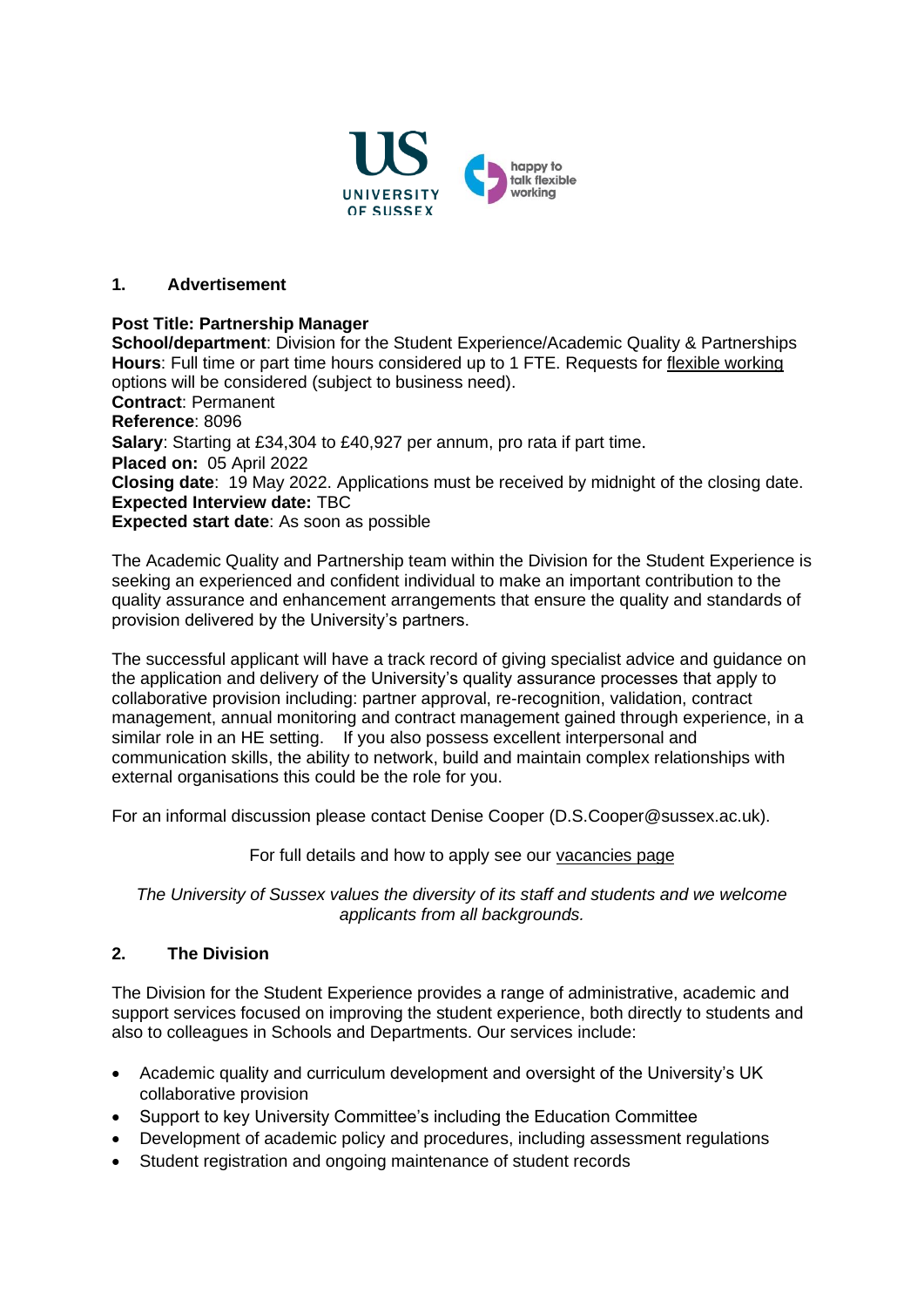## 1. Advertisement

**Post Title: Partnership Manager**
**School/department**: Division for the Student Experience/Academic Quality & Partnerships
**Hours**: Full time or part time hours considered up to 1 FTE. Requests for flexible working options will be considered (subject to business need).
**Contract**: Permanent
**Reference**: 8096
**Salary**: Starting at £34,304 to £40,927 per annum, pro rata if part time.
**Placed on:** 05 April 2022
**Closing date**: 19 May 2022. Applications must be received by midnight of the closing date.
**Expected Interview date:** TBC
**Expected start date**: As soon as possible

The Academic Quality and Partnership team within the Division for the Student Experience is seeking an experienced and confident individual to make an important contribution to the quality assurance and enhancement arrangements that ensure the quality and standards of provision delivered by the University's partners.

The successful applicant will have a track record of giving specialist advice and guidance on the application and delivery of the University's quality assurance processes that apply to collaborative provision including: partner approval, re-recognition, validation, contract management, annual monitoring and contract management gained through experience, in a similar role in an HE setting. If you also possess excellent interpersonal and communication skills, the ability to network, build and maintain complex relationships with external organisations this could be the role for you.

For an informal discussion please contact Denise Cooper (D.S.Cooper@sussex.ac.uk).

For full details and how to apply see our vacancies page

*The University of Sussex values the diversity of its staff and students and we welcome applicants from all backgrounds.*

## 2. The Division

The Division for the Student Experience provides a range of administrative, academic and support services focused on improving the student experience, both directly to students and also to colleagues in Schools and Departments. Our services include:

- Academic quality and curriculum development and oversight of the University's UK collaborative provision
- Support to key University Committee's including the Education Committee
- Development of academic policy and procedures, including assessment regulations
- Student registration and ongoing maintenance of student records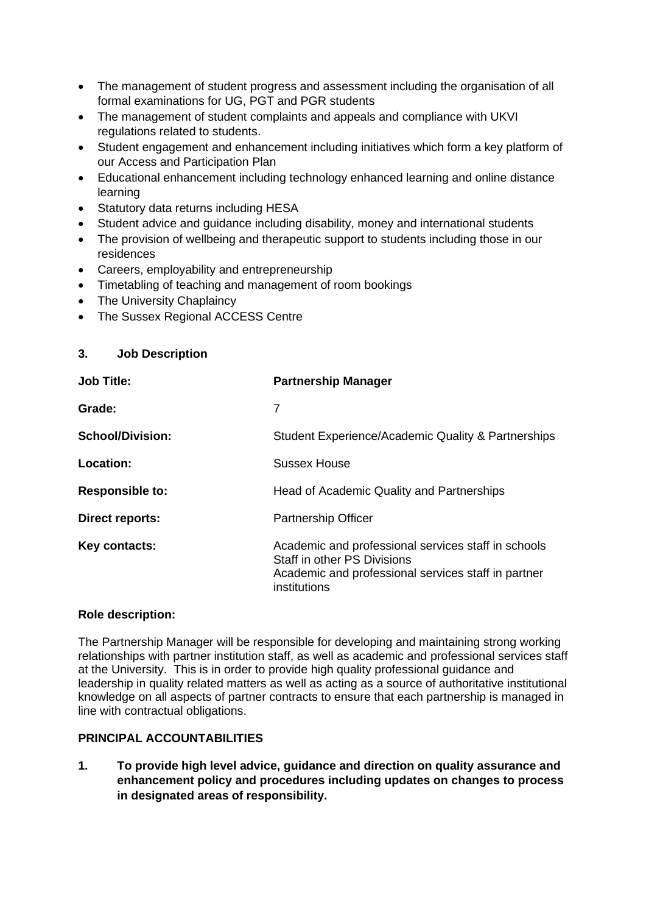- The management of student progress and assessment including the organisation of all formal examinations for UG, PGT and PGR students
- The management of student complaints and appeals and compliance with UKVI regulations related to students.
- Student engagement and enhancement including initiatives which form a key platform of our Access and Participation Plan
- Educational enhancement including technology enhanced learning and online distance learning
- Statutory data returns including HESA
- Student advice and guidance including disability, money and international students
- The provision of wellbeing and therapeutic support to students including those in our residences
- Careers, employability and entrepreneurship
- Timetabling of teaching and management of room bookings
- The University Chaplaincy
- The Sussex Regional ACCESS Centre

## 3. Job Description

| | |
|---|---|
| **Job Title:** | **Partnership Manager** |
| **Grade:** | 7 |
| **School/Division:** | Student Experience/Academic Quality & Partnerships |
| **Location:** | Sussex House |
| **Responsible to:** | Head of Academic Quality and Partnerships |
| **Direct reports:** | Partnership Officer |
| **Key contacts:** | Academic and professional services staff in schools<br>Staff in other PS Divisions<br>Academic and professional services staff in partner institutions |

**Role description:**

The Partnership Manager will be responsible for developing and maintaining strong working relationships with partner institution staff, as well as academic and professional services staff at the University. This is in order to provide high quality professional guidance and leadership in quality related matters as well as acting as a source of authoritative institutional knowledge on all aspects of partner contracts to ensure that each partnership is managed in line with contractual obligations.

**PRINCIPAL ACCOUNTABILITIES**

1. **To provide high level advice, guidance and direction on quality assurance and enhancement policy and procedures including updates on changes to process in designated areas of responsibility.**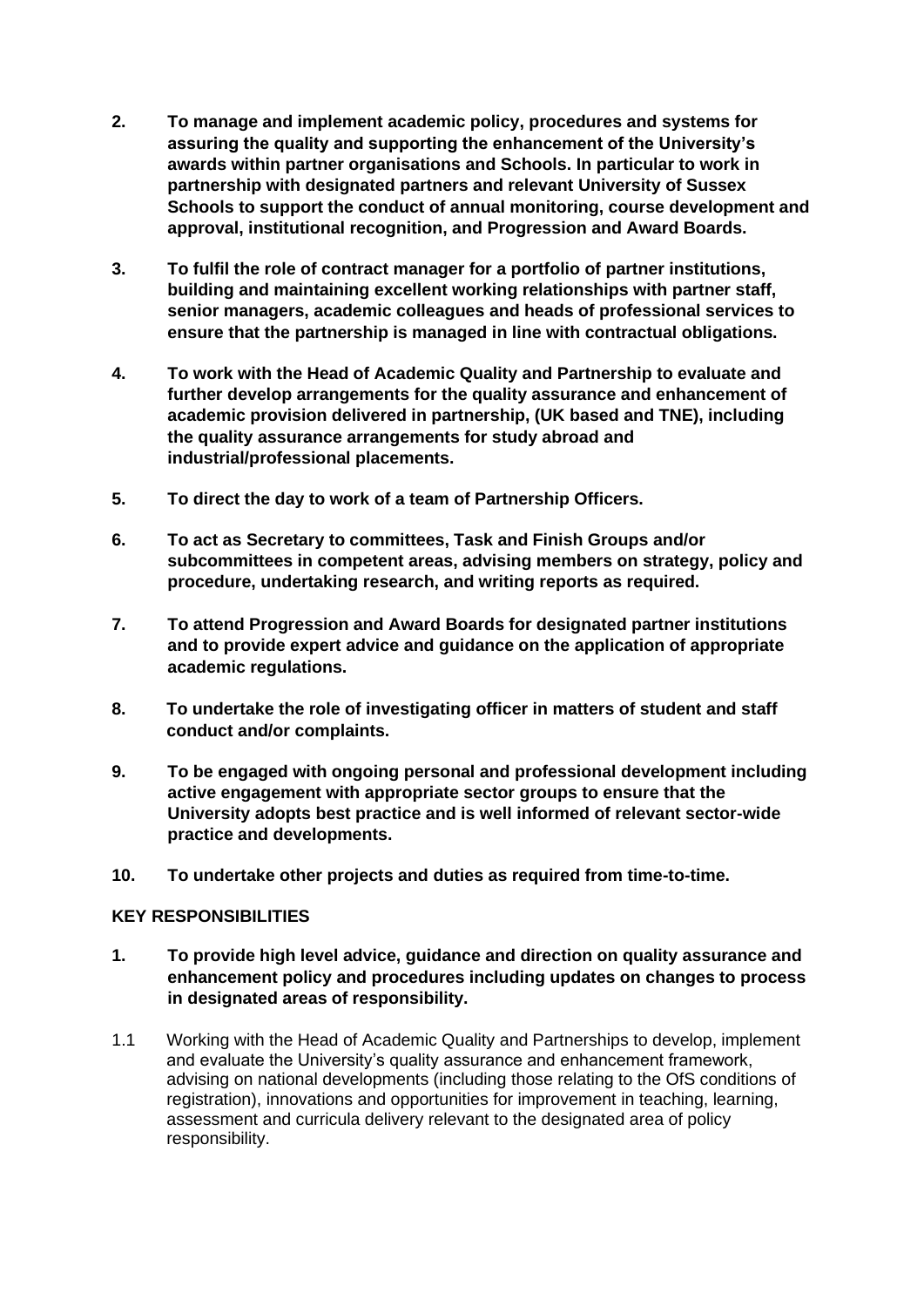2. **To manage and implement academic policy, procedures and systems for assuring the quality and supporting the enhancement of the University's awards within partner organisations and Schools. In particular to work in partnership with designated partners and relevant University of Sussex Schools to support the conduct of annual monitoring, course development and approval, institutional recognition, and Progression and Award Boards.**

3. **To fulfil the role of contract manager for a portfolio of partner institutions, building and maintaining excellent working relationships with partner staff, senior managers, academic colleagues and heads of professional services to ensure that the partnership is managed in line with contractual obligations.**

4. **To work with the Head of Academic Quality and Partnership to evaluate and further develop arrangements for the quality assurance and enhancement of academic provision delivered in partnership, (UK based and TNE), including the quality assurance arrangements for study abroad and industrial/professional placements.**

5. **To direct the day to work of a team of Partnership Officers.**

6. **To act as Secretary to committees, Task and Finish Groups and/or subcommittees in competent areas, advising members on strategy, policy and procedure, undertaking research, and writing reports as required.**

7. **To attend Progression and Award Boards for designated partner institutions and to provide expert advice and guidance on the application of appropriate academic regulations.**

8. **To undertake the role of investigating officer in matters of student and staff conduct and/or complaints.**

9. **To be engaged with ongoing personal and professional development including active engagement with appropriate sector groups to ensure that the University adopts best practice and is well informed of relevant sector-wide practice and developments.**

10. **To undertake other projects and duties as required from time-to-time.**

## KEY RESPONSIBILITIES

1. **To provide high level advice, guidance and direction on quality assurance and enhancement policy and procedures including updates on changes to process in designated areas of responsibility.**

1.1 Working with the Head of Academic Quality and Partnerships to develop, implement and evaluate the University's quality assurance and enhancement framework, advising on national developments (including those relating to the OfS conditions of registration), innovations and opportunities for improvement in teaching, learning, assessment and curricula delivery relevant to the designated area of policy responsibility.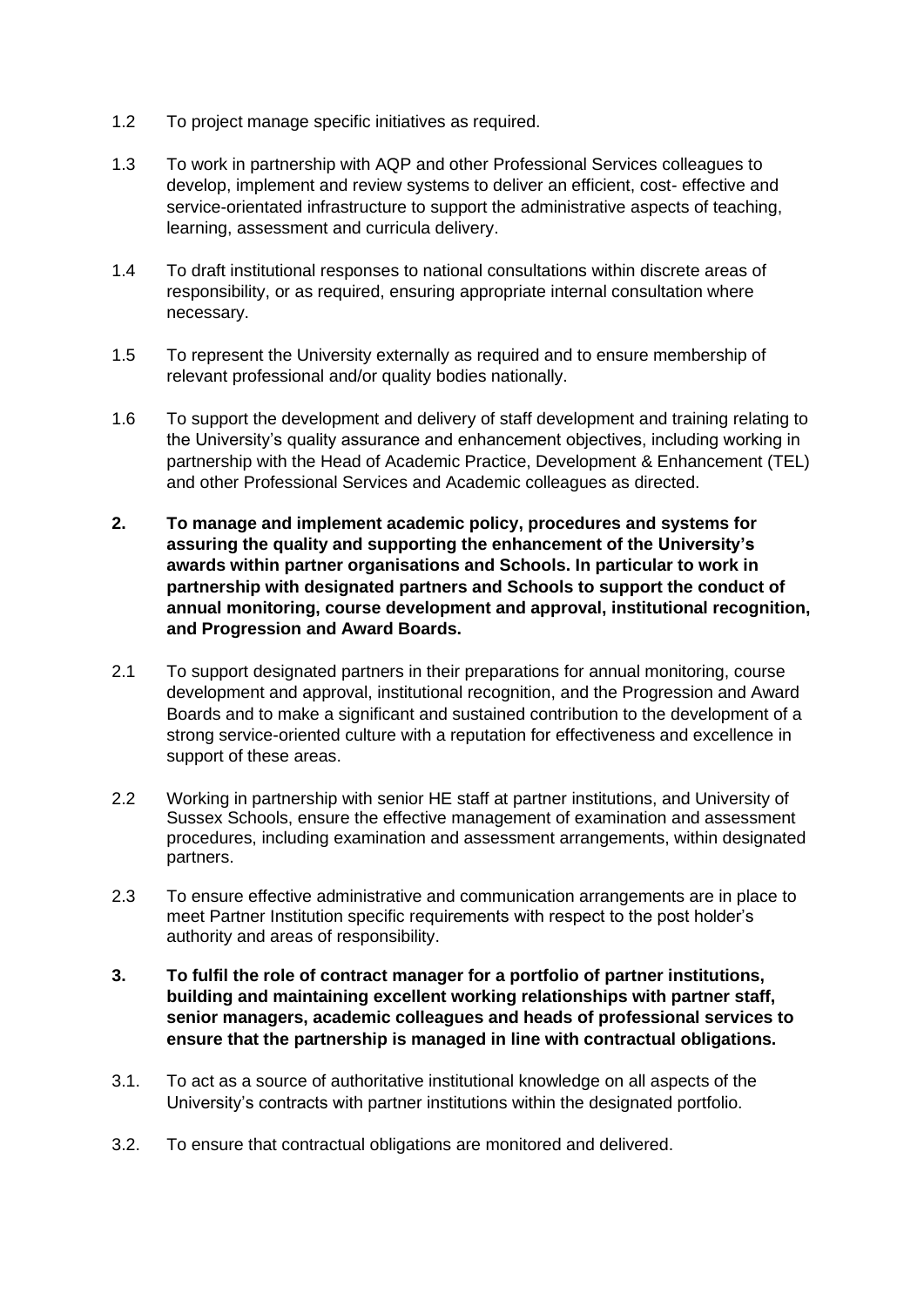1.2 To project manage specific initiatives as required.

1.3 To work in partnership with AQP and other Professional Services colleagues to develop, implement and review systems to deliver an efficient, cost- effective and service-orientated infrastructure to support the administrative aspects of teaching, learning, assessment and curricula delivery.

1.4 To draft institutional responses to national consultations within discrete areas of responsibility, or as required, ensuring appropriate internal consultation where necessary.

1.5 To represent the University externally as required and to ensure membership of relevant professional and/or quality bodies nationally.

1.6 To support the development and delivery of staff development and training relating to the University's quality assurance and enhancement objectives, including working in partnership with the Head of Academic Practice, Development & Enhancement (TEL) and other Professional Services and Academic colleagues as directed.

**2. To manage and implement academic policy, procedures and systems for assuring the quality and supporting the enhancement of the University's awards within partner organisations and Schools. In particular to work in partnership with designated partners and Schools to support the conduct of annual monitoring, course development and approval, institutional recognition, and Progression and Award Boards.**

2.1 To support designated partners in their preparations for annual monitoring, course development and approval, institutional recognition, and the Progression and Award Boards and to make a significant and sustained contribution to the development of a strong service-oriented culture with a reputation for effectiveness and excellence in support of these areas.

2.2 Working in partnership with senior HE staff at partner institutions, and University of Sussex Schools, ensure the effective management of examination and assessment procedures, including examination and assessment arrangements, within designated partners.

2.3 To ensure effective administrative and communication arrangements are in place to meet Partner Institution specific requirements with respect to the post holder's authority and areas of responsibility.

**3. To fulfil the role of contract manager for a portfolio of partner institutions, building and maintaining excellent working relationships with partner staff, senior managers, academic colleagues and heads of professional services to ensure that the partnership is managed in line with contractual obligations.**

3.1. To act as a source of authoritative institutional knowledge on all aspects of the University's contracts with partner institutions within the designated portfolio.

3.2. To ensure that contractual obligations are monitored and delivered.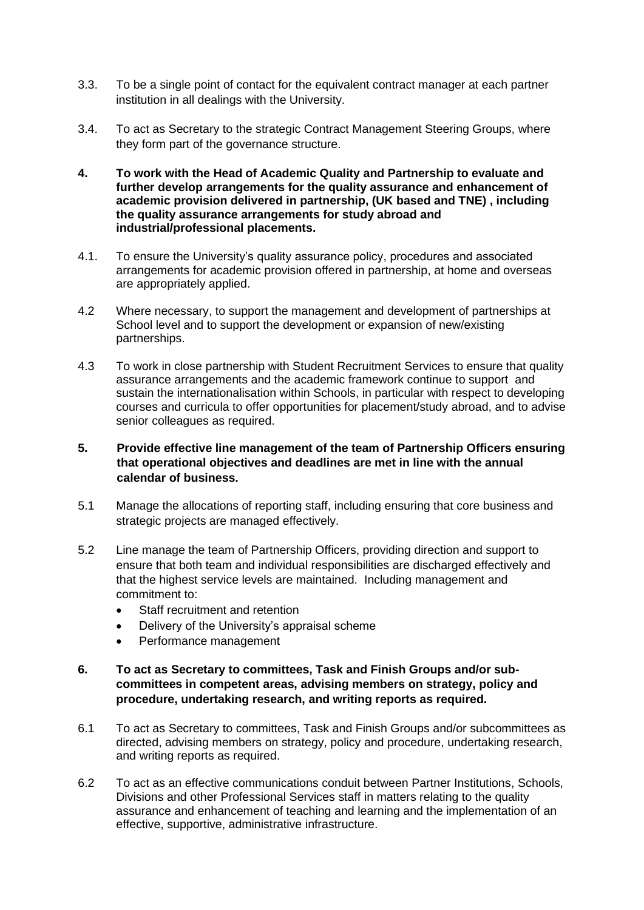3.3. To be a single point of contact for the equivalent contract manager at each partner institution in all dealings with the University.

3.4. To act as Secretary to the strategic Contract Management Steering Groups, where they form part of the governance structure.

**4. To work with the Head of Academic Quality and Partnership to evaluate and further develop arrangements for the quality assurance and enhancement of academic provision delivered in partnership, (UK based and TNE) , including the quality assurance arrangements for study abroad and industrial/professional placements.**

4.1. To ensure the University's quality assurance policy, procedures and associated arrangements for academic provision offered in partnership, at home and overseas are appropriately applied.

4.2 Where necessary, to support the management and development of partnerships at School level and to support the development or expansion of new/existing partnerships.

4.3 To work in close partnership with Student Recruitment Services to ensure that quality assurance arrangements and the academic framework continue to support and sustain the internationalisation within Schools, in particular with respect to developing courses and curricula to offer opportunities for placement/study abroad, and to advise senior colleagues as required.

**5. Provide effective line management of the team of Partnership Officers ensuring that operational objectives and deadlines are met in line with the annual calendar of business.**

5.1 Manage the allocations of reporting staff, including ensuring that core business and strategic projects are managed effectively.

5.2 Line manage the team of Partnership Officers, providing direction and support to ensure that both team and individual responsibilities are discharged effectively and that the highest service levels are maintained. Including management and commitment to:

- Staff recruitment and retention
- Delivery of the University's appraisal scheme
- Performance management

**6. To act as Secretary to committees, Task and Finish Groups and/or sub-committees in competent areas, advising members on strategy, policy and procedure, undertaking research, and writing reports as required.**

6.1 To act as Secretary to committees, Task and Finish Groups and/or subcommittees as directed, advising members on strategy, policy and procedure, undertaking research, and writing reports as required.

6.2 To act as an effective communications conduit between Partner Institutions, Schools, Divisions and other Professional Services staff in matters relating to the quality assurance and enhancement of teaching and learning and the implementation of an effective, supportive, administrative infrastructure.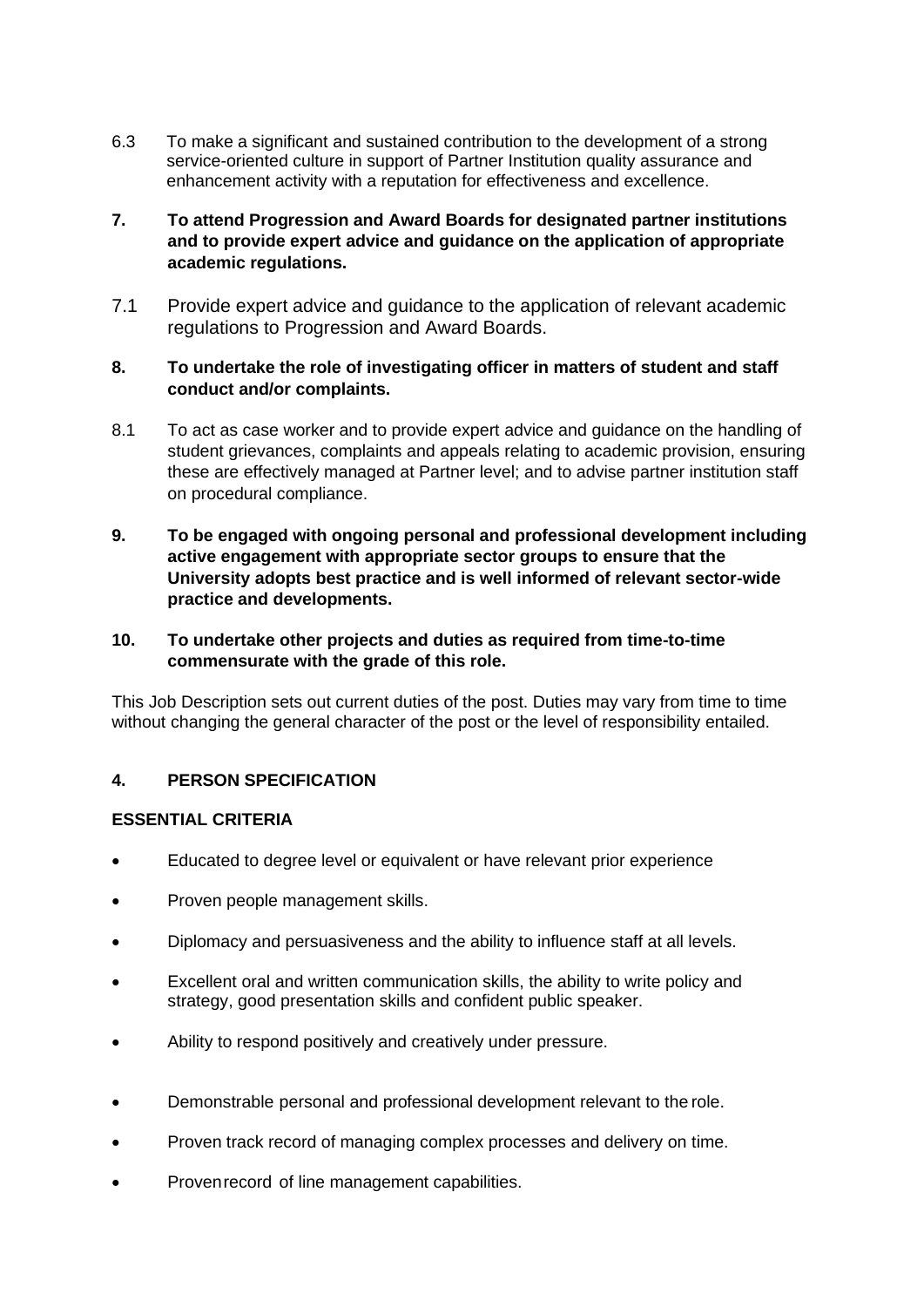6.3 To make a significant and sustained contribution to the development of a strong service-oriented culture in support of Partner Institution quality assurance and enhancement activity with a reputation for effectiveness and excellence.

**7. To attend Progression and Award Boards for designated partner institutions and to provide expert advice and guidance on the application of appropriate academic regulations.**

7.1 Provide expert advice and guidance to the application of relevant academic regulations to Progression and Award Boards.

**8. To undertake the role of investigating officer in matters of student and staff conduct and/or complaints.**

8.1 To act as case worker and to provide expert advice and guidance on the handling of student grievances, complaints and appeals relating to academic provision, ensuring these are effectively managed at Partner level; and to advise partner institution staff on procedural compliance.

**9. To be engaged with ongoing personal and professional development including active engagement with appropriate sector groups to ensure that the University adopts best practice and is well informed of relevant sector-wide practice and developments.**

**10. To undertake other projects and duties as required from time-to-time commensurate with the grade of this role.**

This Job Description sets out current duties of the post. Duties may vary from time to time without changing the general character of the post or the level of responsibility entailed.

## 4. PERSON SPECIFICATION

### ESSENTIAL CRITERIA

- Educated to degree level or equivalent or have relevant prior experience
- Proven people management skills.
- Diplomacy and persuasiveness and the ability to influence staff at all levels.
- Excellent oral and written communication skills, the ability to write policy and strategy, good presentation skills and confident public speaker.
- Ability to respond positively and creatively under pressure.
- Demonstrable personal and professional development relevant to the role.
- Proven track record of managing complex processes and delivery on time.
- Proven record of line management capabilities.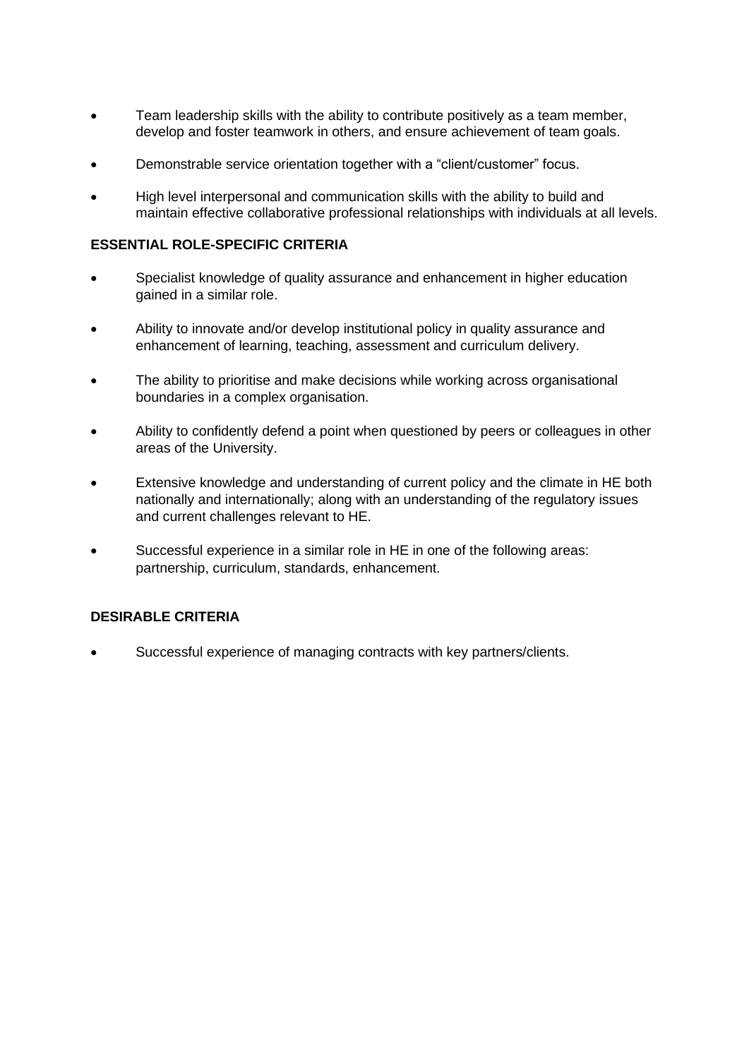- Team leadership skills with the ability to contribute positively as a team member, develop and foster teamwork in others, and ensure achievement of team goals.
- Demonstrable service orientation together with a "client/customer" focus.
- High level interpersonal and communication skills with the ability to build and maintain effective collaborative professional relationships with individuals at all levels.

**ESSENTIAL ROLE-SPECIFIC CRITERIA**

- Specialist knowledge of quality assurance and enhancement in higher education gained in a similar role.
- Ability to innovate and/or develop institutional policy in quality assurance and enhancement of learning, teaching, assessment and curriculum delivery.
- The ability to prioritise and make decisions while working across organisational boundaries in a complex organisation.
- Ability to confidently defend a point when questioned by peers or colleagues in other areas of the University.
- Extensive knowledge and understanding of current policy and the climate in HE both nationally and internationally; along with an understanding of the regulatory issues and current challenges relevant to HE.
- Successful experience in a similar role in HE in one of the following areas: partnership, curriculum, standards, enhancement.

**DESIRABLE CRITERIA**

- Successful experience of managing contracts with key partners/clients.